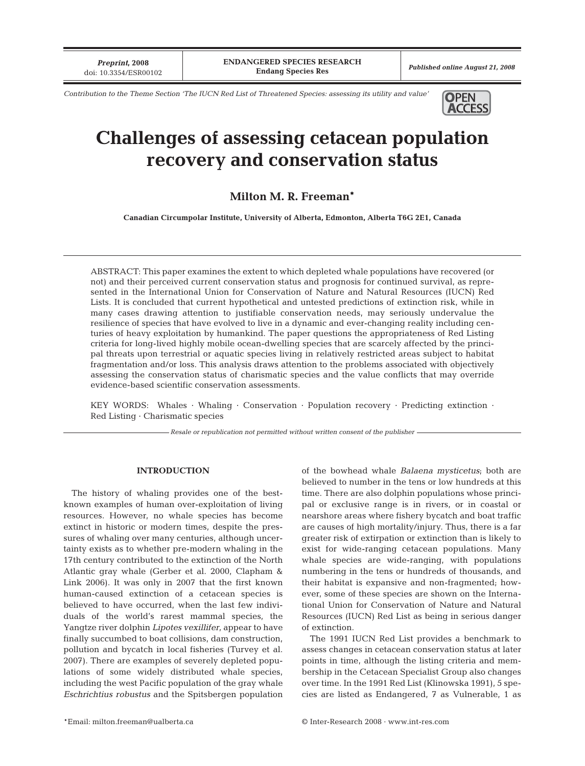Contribution to the Theme Section 'The IUCN Red List of Threatened Species: assessing its utility and value'

# Challenges of assessing cetacean population recovery and conservation status

**Milton M. R. Freeman***

**Canadian Circumpolar Institute, University of Alberta, Edmonton, Alberta T6G 2E1, Canada**

ABSTRACT: This paper examines the extent to which depleted whale populations have recovered (or not) and their perceived current conservation status and prognosis for continued survival, as represented in the International Union for Conservation of Nature and Natural Resources (IUCN) Red Lists. It is concluded that current hypothetical and untested predictions of extinction risk, while in many cases drawing attention to justifiable conservation needs, may seriously undervalue the resilience of species that have evolved to live in a dynamic and ever-changing reality including centuries of heavy exploitation by humankind. The paper questions the appropriateness of Red Listing criteria for long-lived highly mobile ocean-dwelling species that are scarcely affected by the principal threats upon terrestrial or aquatic species living in relatively restricted areas subject to habitat fragmentation and/or loss. This analysis draws attention to the problems associated with objectively assessing the conservation status of charismatic species and the value conflicts that may override evidence-based scientific conservation assessments.

KEY WORDS: Whales · Whaling · Conservation · Population recovery · Predicting extinction · Red Listing · Charismatic species

*Resale or republication not permitted without written consent of the publisher*

## INTRODUCTION

The history of whaling provides one of the best-known examples of human over-exploitation of living resources. However, no whale species has become extinct in historic or modern times, despite the pressures of whaling over many centuries, although uncertainty exists as to whether pre-modern whaling in the 17th century contributed to the extinction of the North Atlantic gray whale (Gerber et al. 2000, Clapham & Link 2006). It was only in 2007 that the first known human-caused extinction of a cetacean species is believed to have occurred, when the last few individuals of the world's rarest mammal species, the Yangtze river dolphin *Lipotes vexillifer*, appear to have finally succumbed to boat collisions, dam construction, pollution and bycatch in local fisheries (Turvey et al. 2007). There are examples of severely depleted populations of some widely distributed whale species, including the west Pacific population of the gray whale *Eschrichtius robustus* and the Spitsbergen population of the bowhead whale *Balaena mysticetus*; both are believed to number in the tens or low hundreds at this time. There are also dolphin populations whose principal or exclusive range is in rivers, or in coastal or nearshore areas where fishery bycatch and boat traffic are causes of high mortality/injury. Thus, there is a far greater risk of extirpation or extinction than is likely to exist for wide-ranging cetacean populations. Many whale species are wide-ranging, with populations numbering in the tens or hundreds of thousands, and their habitat is expansive and non-fragmented; however, some of these species are shown on the International Union for Conservation of Nature and Natural Resources (IUCN) Red List as being in serious danger of extinction.

The 1991 IUCN Red List provides a benchmark to assess changes in cetacean conservation status at later points in time, although the listing criteria and membership in the Cetacean Specialist Group also changes over time. In the 1991 Red List (Klinowska 1991), 5 species are listed as Endangered, 7 as Vulnerable, 1 as

*Email: milton.freeman@ualberta.ca

© Inter-Research 2008 · www.int-res.com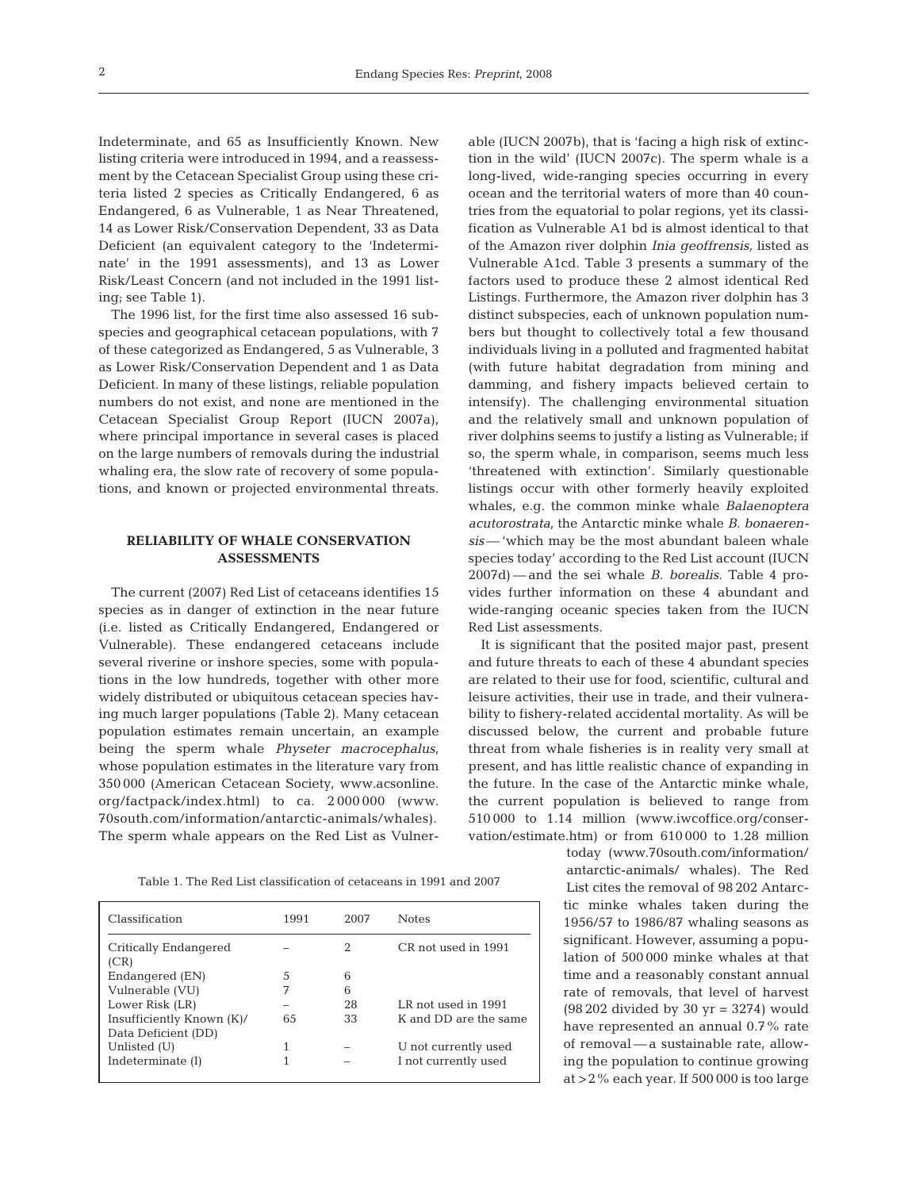Indeterminate, and 65 as Insufficiently Known. New listing criteria were introduced in 1994, and a reassessment by the Cetacean Specialist Group using these criteria listed 2 species as Critically Endangered, 6 as Endangered, 6 as Vulnerable, 1 as Near Threatened, 14 as Lower Risk/Conservation Dependent, 33 as Data Deficient (an equivalent category to the 'Indeterminate' in the 1991 assessments), and 13 as Lower Risk/Least Concern (and not included in the 1991 listing; see Table 1).

The 1996 list, for the first time also assessed 16 subspecies and geographical cetacean populations, with 7 of these categorized as Endangered, 5 as Vulnerable, 3 as Lower Risk/Conservation Dependent and 1 as Data Deficient. In many of these listings, reliable population numbers do not exist, and none are mentioned in the Cetacean Specialist Group Report (IUCN 2007a), where principal importance in several cases is placed on the large numbers of removals during the industrial whaling era, the slow rate of recovery of some populations, and known or projected environmental threats.

## RELIABILITY OF WHALE CONSERVATION ASSESSMENTS

The current (2007) Red List of cetaceans identifies 15 species as in danger of extinction in the near future (i.e. listed as Critically Endangered, Endangered or Vulnerable). These endangered cetaceans include several riverine or inshore species, some with populations in the low hundreds, together with other more widely distributed or ubiquitous cetacean species having much larger populations (Table 2). Many cetacean population estimates remain uncertain, an example being the sperm whale *Physeter macrocephalus*, whose population estimates in the literature vary from 350 000 (American Cetacean Society, www.acsonline.org/factpack/index.html) to ca. 2 000 000 (www.70south.com/information/antarctic-animals/whales). The sperm whale appears on the Red List as Vulnerable (IUCN 2007b), that is 'facing a high risk of extinction in the wild' (IUCN 2007c). The sperm whale is a long-lived, wide-ranging species occurring in every ocean and the territorial waters of more than 40 countries from the equatorial to polar regions, yet its classification as Vulnerable A1 bd is almost identical to that of the Amazon river dolphin *Inia geoffrensis,* listed as Vulnerable A1cd. Table 3 presents a summary of the factors used to produce these 2 almost identical Red Listings. Furthermore, the Amazon river dolphin has 3 distinct subspecies, each of unknown population numbers but thought to collectively total a few thousand individuals living in a polluted and fragmented habitat (with future habitat degradation from mining and damming, and fishery impacts believed certain to intensify). The challenging environmental situation and the relatively small and unknown population of river dolphins seems to justify a listing as Vulnerable; if so, the sperm whale, in comparison, seems much less 'threatened with extinction'. Similarly questionable listings occur with other formerly heavily exploited whales, e.g. the common minke whale *Balaenoptera acutorostrata*, the Antarctic minke whale *B. bonaerensis* — 'which may be the most abundant baleen whale species today' according to the Red List account (IUCN 2007d) — and the sei whale *B. borealis*. Table 4 provides further information on these 4 abundant and wide-ranging oceanic species taken from the IUCN Red List assessments.

It is significant that the posited major past, present and future threats to each of these 4 abundant species are related to their use for food, scientific, cultural and leisure activities, their use in trade, and their vulnerability to fishery-related accidental mortality. As will be discussed below, the current and probable future threat from whale fisheries is in reality very small at present, and has little realistic chance of expanding in the future. In the case of the Antarctic minke whale, the current population is believed to range from 510 000 to 1.14 million (www.iwcoffice.org/conservation/estimate.htm) or from 610 000 to 1.28 million today (www.70south.com/information/antarctic-animals/ whales). The Red List cites the removal of 98 202 Antarctic minke whales taken during the 1956/57 to 1986/87 whaling seasons as significant. However, assuming a population of 500 000 minke whales at that time and a reasonably constant annual rate of removals, that level of harvest (98 202 divided by 30 yr = 3274) would have represented an annual 0.7% rate of removal — a sustainable rate, allowing the population to continue growing at >2% each year. If 500 000 is too large

Table 1. The Red List classification of cetaceans in 1991 and 2007

| Classification | 1991 | 2007 | Notes |
|---|---|---|---|
| Critically Endangered (CR) | – | 2 | CR not used in 1991 |
| Endangered (EN) | 5 | 6 | |
| Vulnerable (VU) | 7 | 6 | |
| Lower Risk (LR) | – | 28 | LR not used in 1991 |
| Insufficiently Known (K)/ Data Deficient (DD) | 65 | 33 | K and DD are the same |
| Unlisted (U) | 1 | – | U not currently used |
| Indeterminate (I) | 1 | – | I not currently used |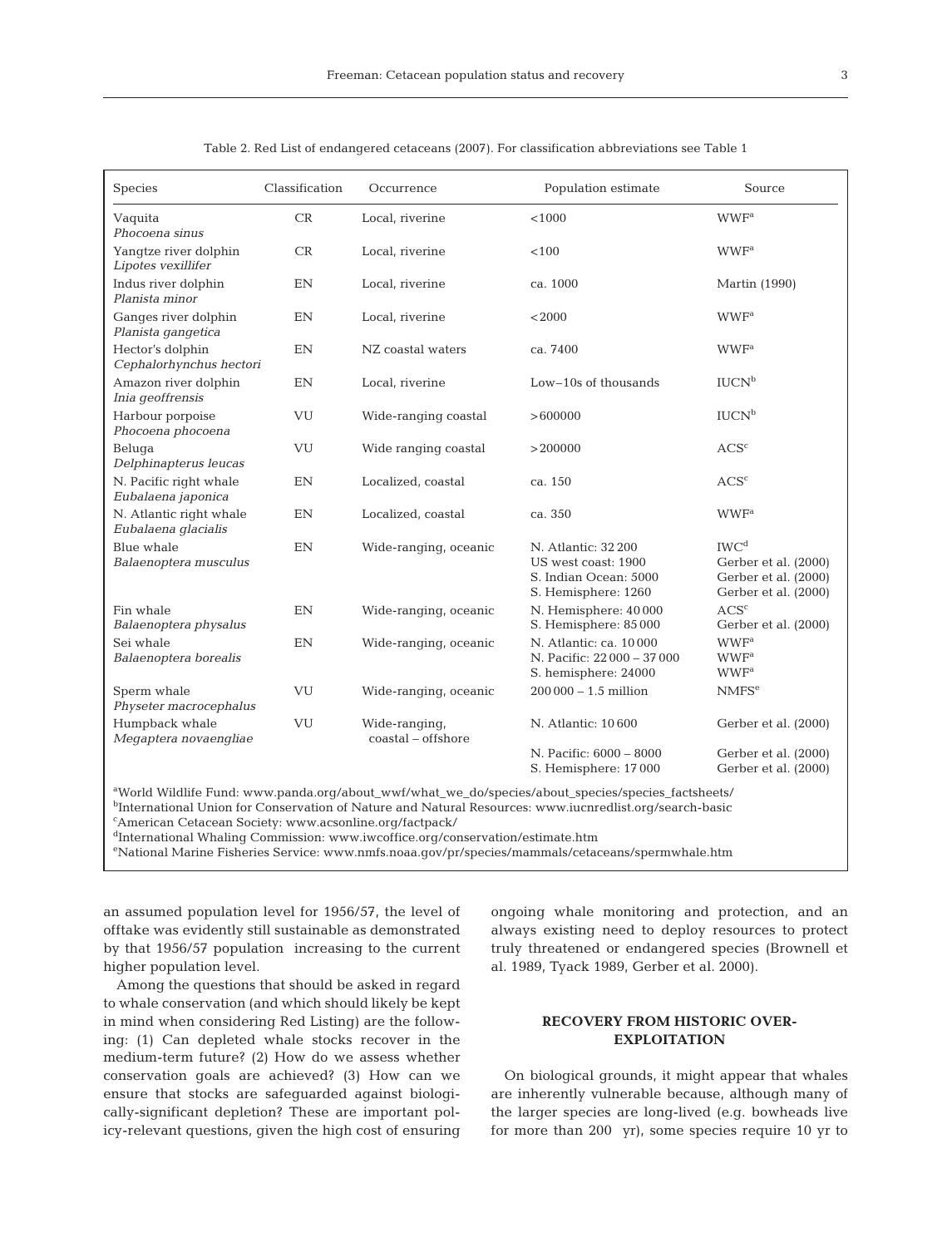Table 2. Red List of endangered cetaceans (2007). For classification abbreviations see Table 1

| Species | Classification | Occurrence | Population estimate | Source |
|---|---|---|---|---|
| Vaquita *Phocoena sinus* | CR | Local, riverine | <1000 | WWF[a] |
| Yangtze river dolphin *Lipotes vexillifer* | CR | Local, riverine | <100 | WWF[a] |
| Indus river dolphin *Planista minor* | EN | Local, riverine | ca. 1000 | Martin (1990) |
| Ganges river dolphin *Planista gangetica* | EN | Local, riverine | <2000 | WWF[a] |
| Hector's dolphin *Cephalorhynchus hectori* | EN | NZ coastal waters | ca. 7400 | WWF[a] |
| Amazon river dolphin *Inia geoffrensis* | EN | Local, riverine | Low–10s of thousands | IUCN[b] |
| Harbour porpoise *Phocoena phocoena* | VU | Wide-ranging coastal | >600000 | IUCN[b] |
| Beluga *Delphinapterus leucas* | VU | Wide ranging coastal | >200000 | ACS[c] |
| N. Pacific right whale *Eubalaena japonica* | EN | Localized, coastal | ca. 150 | ACS[c] |
| N. Atlantic right whale *Eubalaena glacialis* | EN | Localized, coastal | ca. 350 | WWF[a] |
| Blue whale *Balaenoptera musculus* | EN | Wide-ranging, oceanic | N. Atlantic: 32 200 | IWC[d] |
| | | | US west coast: 1900 | Gerber et al. (2000) |
| | | | S. Indian Ocean: 5000 | Gerber et al. (2000) |
| | | | S. Hemisphere: 1260 | Gerber et al. (2000) |
| Fin whale *Balaenoptera physalus* | EN | Wide-ranging, oceanic | N. Hemisphere: 40 000 | ACS[c] |
| | | | S. Hemisphere: 85 000 | Gerber et al. (2000) |
| Sei whale *Balaenoptera borealis* | EN | Wide-ranging, oceanic | N. Atlantic: ca. 10 000 | WWF[a] |
| | | | N. Pacific: 22 000 – 37 000 | WWF[a] |
| | | | S. hemisphere: 24000 | WWF[a] |
| Sperm whale *Physeter macrocephalus* | VU | Wide-ranging, oceanic | 200 000 – 1.5 million | NMFS[e] |
| Humpback whale *Megaptera novaengliae* | VU | Wide-ranging, coastal – offshore | N. Atlantic: 10 600 | Gerber et al. (2000) |
| | | | N. Pacific: 6000 – 8000 | Gerber et al. (2000) |
| | | | S. Hemisphere: 17 000 | Gerber et al. (2000) |

[a]World Wildlife Fund: www.panda.org/about_wwf/what_we_do/species/about_species/species_factsheets/
[b]International Union for Conservation of Nature and Natural Resources: www.iucnredlist.org/search-basic
[c]American Cetacean Society: www.acsonline.org/factpack/
[d]International Whaling Commission: www.iwcoffice.org/conservation/estimate.htm
[e]National Marine Fisheries Service: www.nmfs.noaa.gov/pr/species/mammals/cetaceans/spermwhale.htm

an assumed population level for 1956/57, the level of offtake was evidently still sustainable as demonstrated by that 1956/57 population increasing to the current higher population level.

Among the questions that should be asked in regard to whale conservation (and which should likely be kept in mind when considering Red Listing) are the following: (1) Can depleted whale stocks recover in the medium-term future? (2) How do we assess whether conservation goals are achieved? (3) How can we ensure that stocks are safeguarded against biologically-significant depletion? These are important policy-relevant questions, given the high cost of ensuring ongoing whale monitoring and protection, and an always existing need to deploy resources to protect truly threatened or endangered species (Brownell et al. 1989, Tyack 1989, Gerber et al. 2000).

## RECOVERY FROM HISTORIC OVER-EXPLOITATION

On biological grounds, it might appear that whales are inherently vulnerable because, although many of the larger species are long-lived (e.g. bowheads live for more than 200 yr), some species require 10 yr to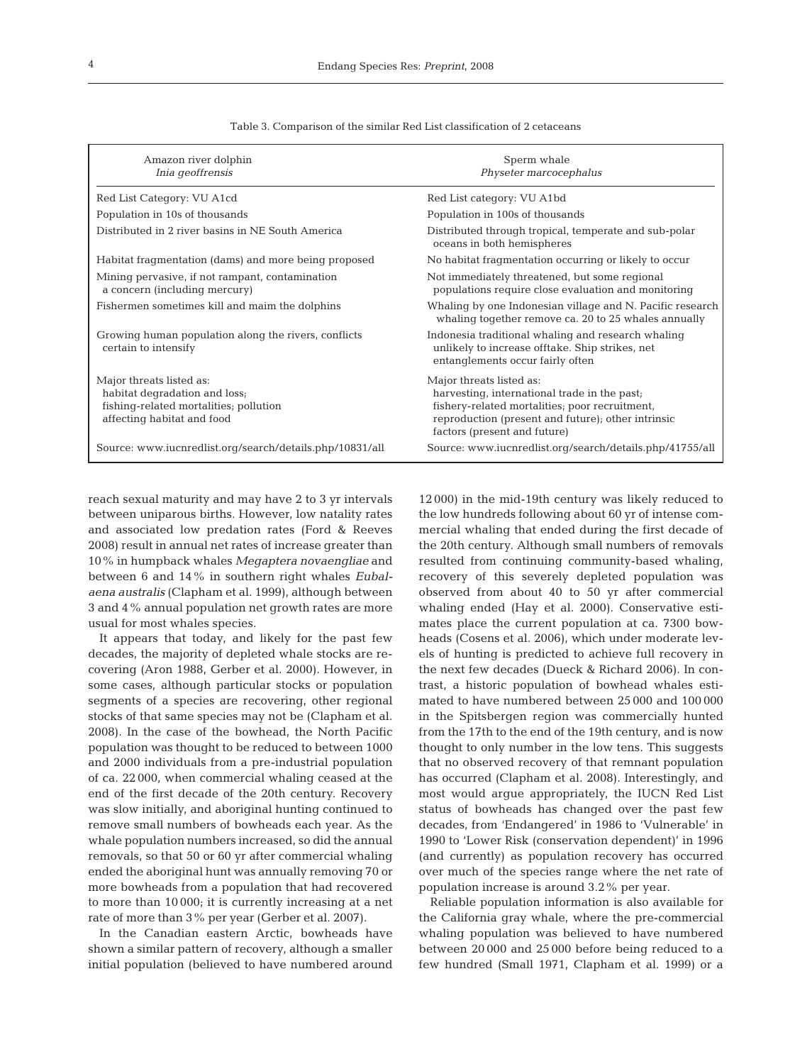Table 3. Comparison of the similar Red List classification of 2 cetaceans

| Amazon river dolphin *Inia geoffrensis* | Sperm whale *Physeter marcocephalus* |
|---|---|
| Red List Category: VU A1cd | Red List category: VU A1bd |
| Population in 10s of thousands | Population in 100s of thousands |
| Distributed in 2 river basins in NE South America | Distributed through tropical, temperate and sub-polar oceans in both hemispheres |
| Habitat fragmentation (dams) and more being proposed | No habitat fragmentation occurring or likely to occur |
| Mining pervasive, if not rampant, contamination a concern (including mercury) | Not immediately threatened, but some regional populations require close evaluation and monitoring |
| Fishermen sometimes kill and maim the dolphins | Whaling by one Indonesian village and N. Pacific research whaling together remove ca. 20 to 25 whales annually |
| Growing human population along the rivers, conflicts certain to intensify | Indonesia traditional whaling and research whaling unlikely to increase offtake. Ship strikes, net entanglements occur fairly often |
| Major threats listed as: habitat degradation and loss; fishing-related mortalities; pollution affecting habitat and food | Major threats listed as: harvesting, international trade in the past; fishery-related mortalities; poor recruitment, reproduction (present and future); other intrinsic factors (present and future) |
| Source: www.iucnredlist.org/search/details.php/10831/all | Source: www.iucnredlist.org/search/details.php/41755/all |

reach sexual maturity and may have 2 to 3 yr intervals between uniparous births. However, low natality rates and associated low predation rates (Ford & Reeves 2008) result in annual net rates of increase greater than 10% in humpback whales *Megaptera novaengliae* and between 6 and 14% in southern right whales *Eubalaena australis* (Clapham et al. 1999), although between 3 and 4% annual population net growth rates are more usual for most whales species.

It appears that today, and likely for the past few decades, the majority of depleted whale stocks are recovering (Aron 1988, Gerber et al. 2000). However, in some cases, although particular stocks or population segments of a species are recovering, other regional stocks of that same species may not be (Clapham et al. 2008). In the case of the bowhead, the North Pacific population was thought to be reduced to between 1000 and 2000 individuals from a pre-industrial population of ca. 22 000, when commercial whaling ceased at the end of the first decade of the 20th century. Recovery was slow initially, and aboriginal hunting continued to remove small numbers of bowheads each year. As the whale population numbers increased, so did the annual removals, so that 50 or 60 yr after commercial whaling ended the aboriginal hunt was annually removing 70 or more bowheads from a population that had recovered to more than 10 000; it is currently increasing at a net rate of more than 3% per year (Gerber et al. 2007).

In the Canadian eastern Arctic, bowheads have shown a similar pattern of recovery, although a smaller initial population (believed to have numbered around 12 000) in the mid-19th century was likely reduced to the low hundreds following about 60 yr of intense commercial whaling that ended during the first decade of the 20th century. Although small numbers of removals resulted from continuing community-based whaling, recovery of this severely depleted population was observed from about 40 to 50 yr after commercial whaling ended (Hay et al. 2000). Conservative estimates place the current population at ca. 7300 bowheads (Cosens et al. 2006), which under moderate levels of hunting is predicted to achieve full recovery in the next few decades (Dueck & Richard 2006). In contrast, a historic population of bowhead whales estimated to have numbered between 25 000 and 100 000 in the Spitsbergen region was commercially hunted from the 17th to the end of the 19th century, and is now thought to only number in the low tens. This suggests that no observed recovery of that remnant population has occurred (Clapham et al. 2008). Interestingly, and most would argue appropriately, the IUCN Red List status of bowheads has changed over the past few decades, from 'Endangered' in 1986 to 'Vulnerable' in 1990 to 'Lower Risk (conservation dependent)' in 1996 (and currently) as population recovery has occurred over much of the species range where the net rate of population increase is around 3.2% per year.

Reliable population information is also available for the California gray whale, where the pre-commercial whaling population was believed to have numbered between 20 000 and 25 000 before being reduced to a few hundred (Small 1971, Clapham et al. 1999) or a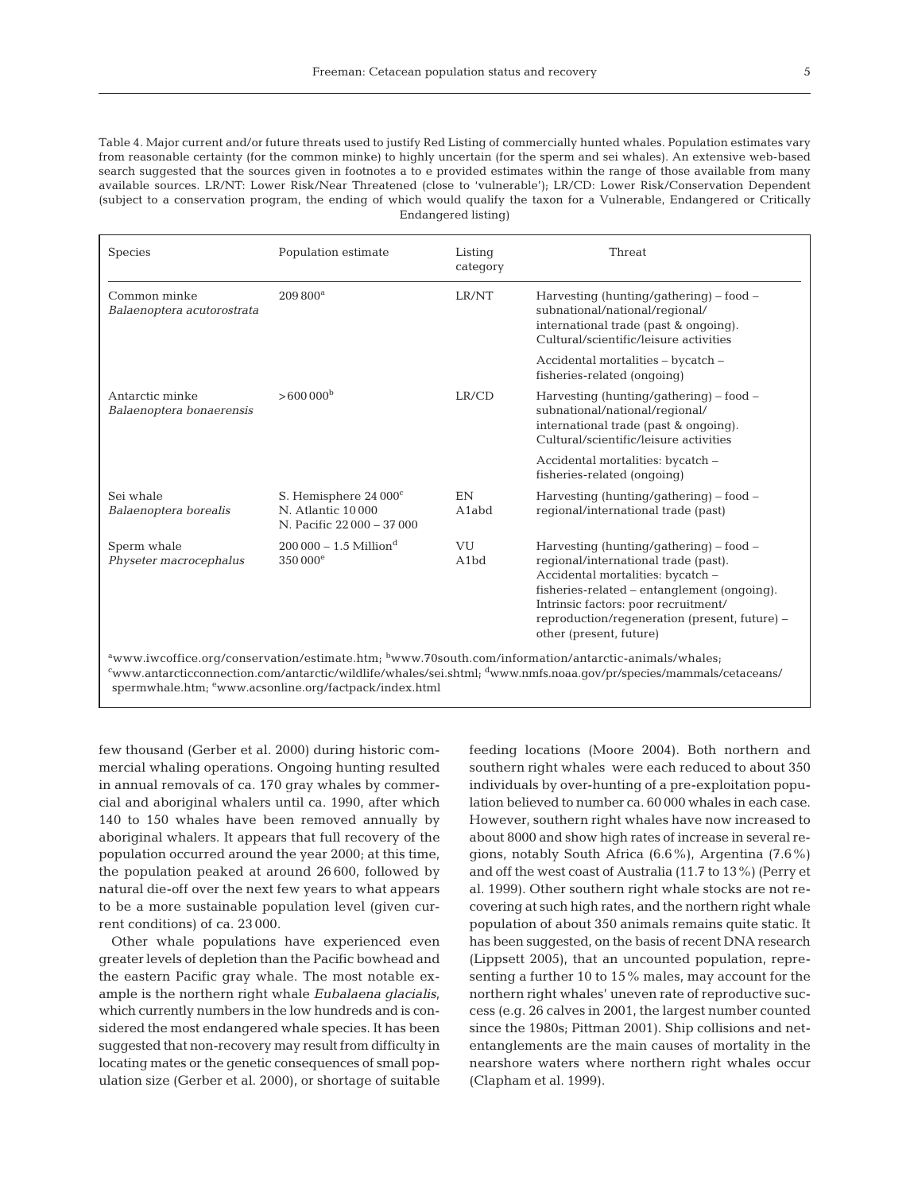Table 4. Major current and/or future threats used to justify Red Listing of commercially hunted whales. Population estimates vary from reasonable certainty (for the common minke) to highly uncertain (for the sperm and sei whales). An extensive web-based search suggested that the sources given in footnotes a to e provided estimates within the range of those available from many available sources. LR/NT: Lower Risk/Near Threatened (close to 'vulnerable'); LR/CD: Lower Risk/Conservation Dependent (subject to a conservation program, the ending of which would qualify the taxon for a Vulnerable, Endangered or Critically Endangered listing)

| Species | Population estimate | Listing category | Threat |
|---|---|---|---|
| Common minke *Balaenoptera acutorostrata* | 209 800[a] | LR/NT | Harvesting (hunting/gathering) – food – subnational/national/regional/ international trade (past & ongoing). Cultural/scientific/leisure activities |
| | | | Accidental mortalities – bycatch – fisheries-related (ongoing) |
| Antarctic minke *Balaenoptera bonaerensis* | >600 000[b] | LR/CD | Harvesting (hunting/gathering) – food – subnational/national/regional/ international trade (past & ongoing). Cultural/scientific/leisure activities |
| | | | Accidental mortalities: bycatch – fisheries-related (ongoing) |
| Sei whale *Balaenoptera borealis* | S. Hemisphere 24 000[c] N. Atlantic 10 000 N. Pacific 22 000 – 37 000 | EN A1abd | Harvesting (hunting/gathering) – food – regional/international trade (past) |
| Sperm whale *Physeter macrocephalus* | 200 000 – 1.5 Million[d] 350 000[e] | VU A1bd | Harvesting (hunting/gathering) – food – regional/international trade (past). Accidental mortalities: bycatch – fisheries-related – entanglement (ongoing). Intrinsic factors: poor recruitment/ reproduction/regeneration (present, future) – other (present, future) |

[a]www.iwcoffice.org/conservation/estimate.htm; [b]www.70south.com/information/antarctic-animals/whales; [c]www.antarcticconnection.com/antarctic/wildlife/whales/sei.shtml; [d]www.nmfs.noaa.gov/pr/species/mammals/cetaceans/spermwhale.htm; [e]www.acsonline.org/factpack/index.html

few thousand (Gerber et al. 2000) during historic commercial whaling operations. Ongoing hunting resulted in annual removals of ca. 170 gray whales by commercial and aboriginal whalers until ca. 1990, after which 140 to 150 whales have been removed annually by aboriginal whalers. It appears that full recovery of the population occurred around the year 2000; at this time, the population peaked at around 26 600, followed by natural die-off over the next few years to what appears to be a more sustainable population level (given current conditions) of ca. 23 000.

Other whale populations have experienced even greater levels of depletion than the Pacific bowhead and the eastern Pacific gray whale. The most notable example is the northern right whale *Eubalaena glacialis*, which currently numbers in the low hundreds and is considered the most endangered whale species. It has been suggested that non-recovery may result from difficulty in locating mates or the genetic consequences of small population size (Gerber et al. 2000), or shortage of suitable feeding locations (Moore 2004). Both northern and southern right whales were each reduced to about 350 individuals by over-hunting of a pre-exploitation population believed to number ca. 60 000 whales in each case. However, southern right whales have now increased to about 8000 and show high rates of increase in several regions, notably South Africa (6.6%), Argentina (7.6%) and off the west coast of Australia (11.7 to 13%) (Perry et al. 1999). Other southern right whale stocks are not recovering at such high rates, and the northern right whale population of about 350 animals remains quite static. It has been suggested, on the basis of recent DNA research (Lippsett 2005), that an uncounted population, representing a further 10 to 15% males, may account for the northern right whales' uneven rate of reproductive success (e.g. 26 calves in 2001, the largest number counted since the 1980s; Pittman 2001). Ship collisions and net-entanglements are the main causes of mortality in the nearshore waters where northern right whales occur (Clapham et al. 1999).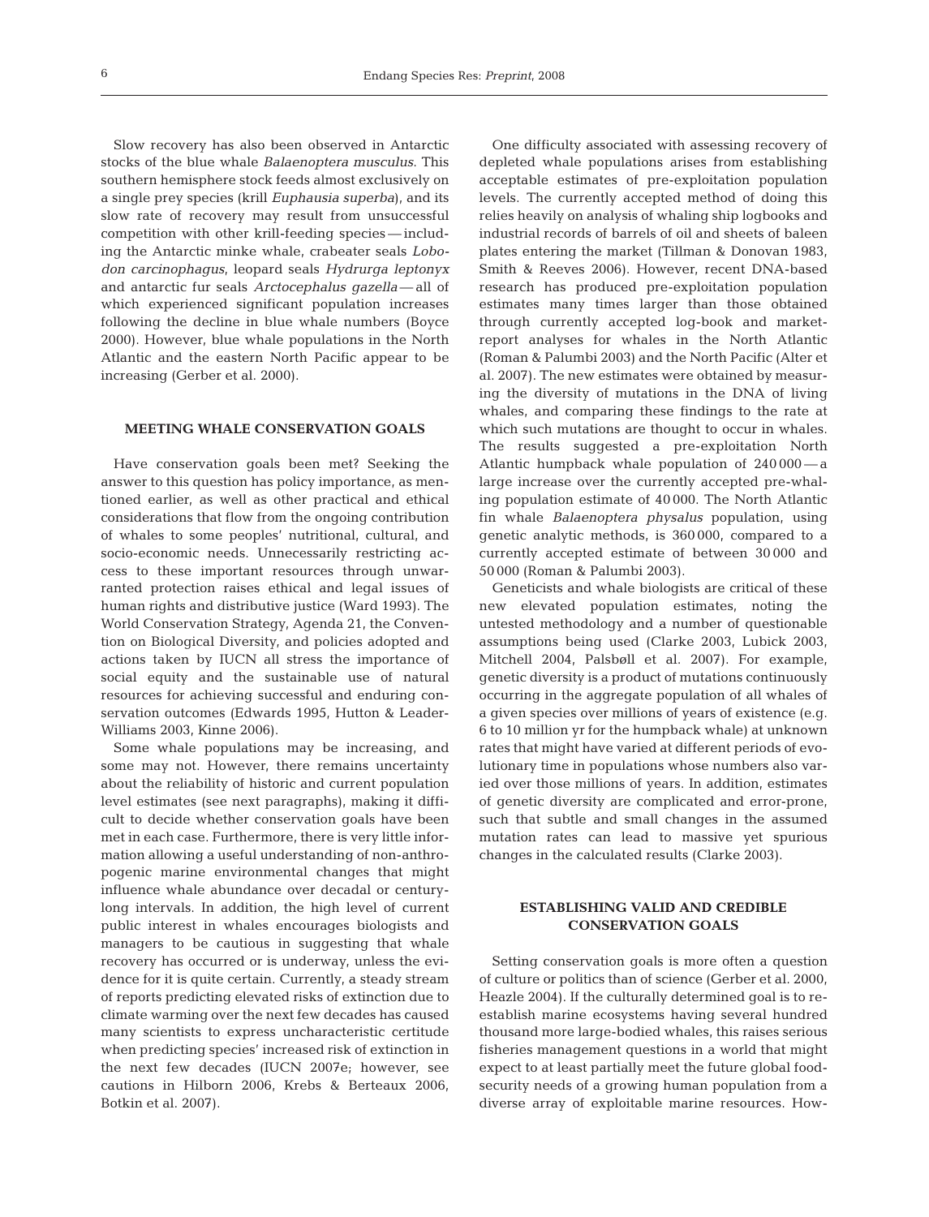Slow recovery has also been observed in Antarctic stocks of the blue whale *Balaenoptera musculus.* This southern hemisphere stock feeds almost exclusively on a single prey species (krill *Euphausia superba*), and its slow rate of recovery may result from unsuccessful competition with other krill-feeding species — including the Antarctic minke whale, crabeater seals *Lobodon carcinophagus*, leopard seals *Hydrurga leptonyx* and antarctic fur seals *Arctocephalus gazella* — all of which experienced significant population increases following the decline in blue whale numbers (Boyce 2000). However, blue whale populations in the North Atlantic and the eastern North Pacific appear to be increasing (Gerber et al. 2000).

## MEETING WHALE CONSERVATION GOALS

Have conservation goals been met? Seeking the answer to this question has policy importance, as mentioned earlier, as well as other practical and ethical considerations that flow from the ongoing contribution of whales to some peoples' nutritional, cultural, and socio-economic needs. Unnecessarily restricting access to these important resources through unwarranted protection raises ethical and legal issues of human rights and distributive justice (Ward 1993). The World Conservation Strategy, Agenda 21, the Convention on Biological Diversity, and policies adopted and actions taken by IUCN all stress the importance of social equity and the sustainable use of natural resources for achieving successful and enduring conservation outcomes (Edwards 1995, Hutton & Leader-Williams 2003, Kinne 2006).

Some whale populations may be increasing, and some may not. However, there remains uncertainty about the reliability of historic and current population level estimates (see next paragraphs), making it difficult to decide whether conservation goals have been met in each case. Furthermore, there is very little information allowing a useful understanding of non-anthropogenic marine environmental changes that might influence whale abundance over decadal or century-long intervals. In addition, the high level of current public interest in whales encourages biologists and managers to be cautious in suggesting that whale recovery has occurred or is underway, unless the evidence for it is quite certain. Currently, a steady stream of reports predicting elevated risks of extinction due to climate warming over the next few decades has caused many scientists to express uncharacteristic certitude when predicting species' increased risk of extinction in the next few decades (IUCN 2007e; however, see cautions in Hilborn 2006, Krebs & Berteaux 2006, Botkin et al. 2007).

One difficulty associated with assessing recovery of depleted whale populations arises from establishing acceptable estimates of pre-exploitation population levels. The currently accepted method of doing this relies heavily on analysis of whaling ship logbooks and industrial records of barrels of oil and sheets of baleen plates entering the market (Tillman & Donovan 1983, Smith & Reeves 2006). However, recent DNA-based research has produced pre-exploitation population estimates many times larger than those obtained through currently accepted log-book and market-report analyses for whales in the North Atlantic (Roman & Palumbi 2003) and the North Pacific (Alter et al. 2007). The new estimates were obtained by measuring the diversity of mutations in the DNA of living whales, and comparing these findings to the rate at which such mutations are thought to occur in whales. The results suggested a pre-exploitation North Atlantic humpback whale population of 240 000 — a large increase over the currently accepted pre-whaling population estimate of 40 000. The North Atlantic fin whale *Balaenoptera physalus* population, using genetic analytic methods, is 360 000, compared to a currently accepted estimate of between 30 000 and 50 000 (Roman & Palumbi 2003).

Geneticists and whale biologists are critical of these new elevated population estimates, noting the untested methodology and a number of questionable assumptions being used (Clarke 2003, Lubick 2003, Mitchell 2004, Palsbøll et al. 2007). For example, genetic diversity is a product of mutations continuously occurring in the aggregate population of all whales of a given species over millions of years of existence (e.g. 6 to 10 million yr for the humpback whale) at unknown rates that might have varied at different periods of evolutionary time in populations whose numbers also varied over those millions of years. In addition, estimates of genetic diversity are complicated and error-prone, such that subtle and small changes in the assumed mutation rates can lead to massive yet spurious changes in the calculated results (Clarke 2003).

## ESTABLISHING VALID AND CREDIBLE CONSERVATION GOALS

Setting conservation goals is more often a question of culture or politics than of science (Gerber et al. 2000, Heazle 2004). If the culturally determined goal is to re-establish marine ecosystems having several hundred thousand more large-bodied whales, this raises serious fisheries management questions in a world that might expect to at least partially meet the future global food-security needs of a growing human population from a diverse array of exploitable marine resources. How-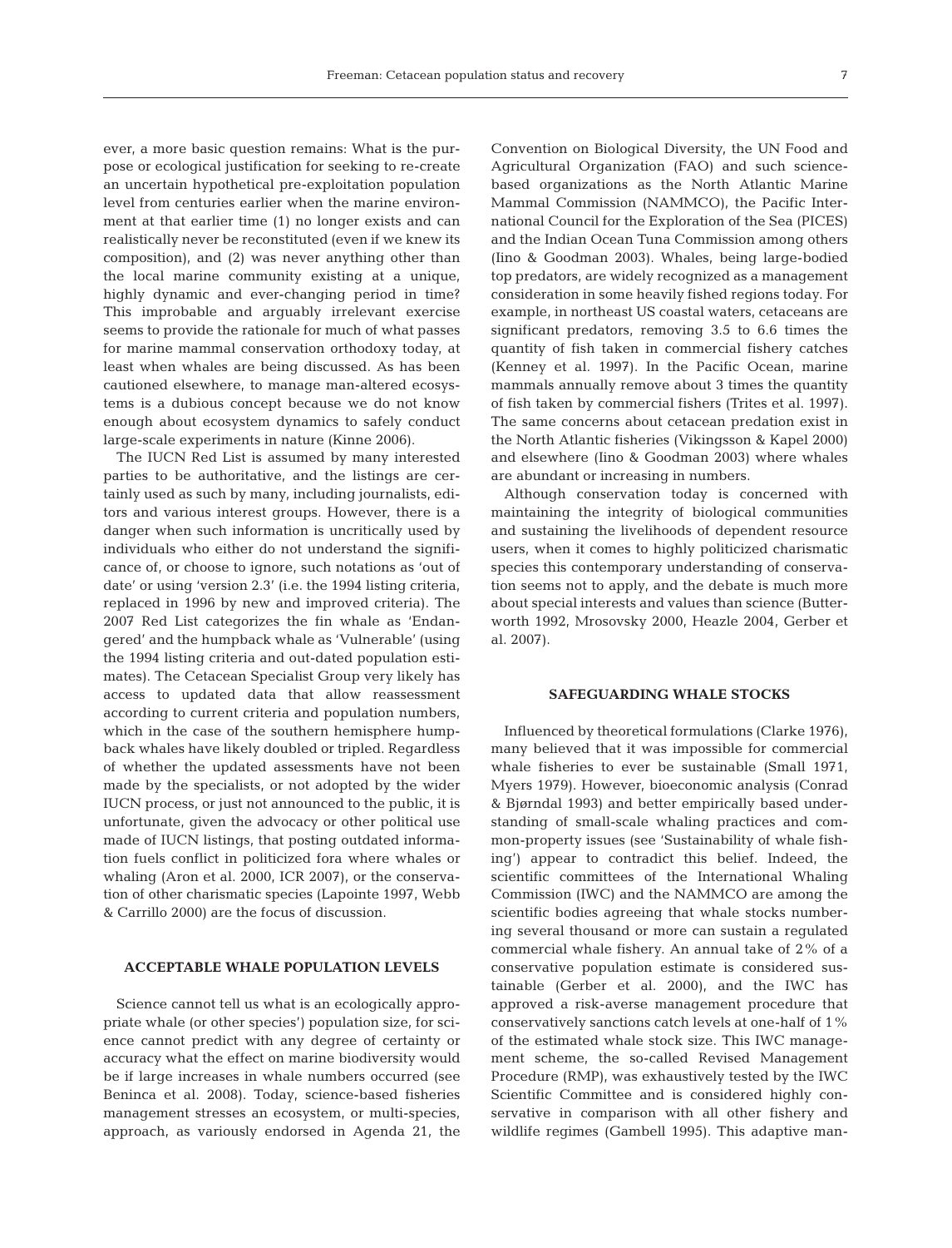ever, a more basic question remains: What is the purpose or ecological justification for seeking to re-create an uncertain hypothetical pre-exploitation population level from centuries earlier when the marine environment at that earlier time (1) no longer exists and can realistically never be reconstituted (even if we knew its composition), and (2) was never anything other than the local marine community existing at a unique, highly dynamic and ever-changing period in time? This improbable and arguably irrelevant exercise seems to provide the rationale for much of what passes for marine mammal conservation orthodoxy today, at least when whales are being discussed. As has been cautioned elsewhere, to manage man-altered ecosystems is a dubious concept because we do not know enough about ecosystem dynamics to safely conduct large-scale experiments in nature (Kinne 2006).

The IUCN Red List is assumed by many interested parties to be authoritative, and the listings are certainly used as such by many, including journalists, editors and various interest groups. However, there is a danger when such information is uncritically used by individuals who either do not understand the significance of, or choose to ignore, such notations as 'out of date' or using 'version 2.3' (i.e. the 1994 listing criteria, replaced in 1996 by new and improved criteria). The 2007 Red List categorizes the fin whale as 'Endangered' and the humpback whale as 'Vulnerable' (using the 1994 listing criteria and out-dated population estimates). The Cetacean Specialist Group very likely has access to updated data that allow reassessment according to current criteria and population numbers, which in the case of the southern hemisphere humpback whales have likely doubled or tripled. Regardless of whether the updated assessments have not been made by the specialists, or not adopted by the wider IUCN process, or just not announced to the public, it is unfortunate, given the advocacy or other political use made of IUCN listings, that posting outdated information fuels conflict in politicized fora where whales or whaling (Aron et al. 2000, ICR 2007), or the conservation of other charismatic species (Lapointe 1997, Webb & Carrillo 2000) are the focus of discussion.

## ACCEPTABLE WHALE POPULATION LEVELS

Science cannot tell us what is an ecologically appropriate whale (or other species') population size, for science cannot predict with any degree of certainty or accuracy what the effect on marine biodiversity would be if large increases in whale numbers occurred (see Beninca et al. 2008). Today, science-based fisheries management stresses an ecosystem, or multi-species, approach, as variously endorsed in Agenda 21, the Convention on Biological Diversity, the UN Food and Agricultural Organization (FAO) and such science-based organizations as the North Atlantic Marine Mammal Commission (NAMMCO), the Pacific International Council for the Exploration of the Sea (PICES) and the Indian Ocean Tuna Commission among others (Iino & Goodman 2003). Whales, being large-bodied top predators, are widely recognized as a management consideration in some heavily fished regions today. For example, in northeast US coastal waters, cetaceans are significant predators, removing 3.5 to 6.6 times the quantity of fish taken in commercial fishery catches (Kenney et al. 1997). In the Pacific Ocean, marine mammals annually remove about 3 times the quantity of fish taken by commercial fishers (Trites et al. 1997). The same concerns about cetacean predation exist in the North Atlantic fisheries (Vikingsson & Kapel 2000) and elsewhere (Iino & Goodman 2003) where whales are abundant or increasing in numbers.

Although conservation today is concerned with maintaining the integrity of biological communities and sustaining the livelihoods of dependent resource users, when it comes to highly politicized charismatic species this contemporary understanding of conservation seems not to apply, and the debate is much more about special interests and values than science (Butterworth 1992, Mrosovsky 2000, Heazle 2004, Gerber et al. 2007).

## SAFEGUARDING WHALE STOCKS

Influenced by theoretical formulations (Clarke 1976), many believed that it was impossible for commercial whale fisheries to ever be sustainable (Small 1971, Myers 1979). However, bioeconomic analysis (Conrad & Bjørndal 1993) and better empirically based understanding of small-scale whaling practices and common-property issues (see 'Sustainability of whale fishing') appear to contradict this belief. Indeed, the scientific committees of the International Whaling Commission (IWC) and the NAMMCO are among the scientific bodies agreeing that whale stocks numbering several thousand or more can sustain a regulated commercial whale fishery. An annual take of 2% of a conservative population estimate is considered sustainable (Gerber et al. 2000), and the IWC has approved a risk-averse management procedure that conservatively sanctions catch levels at one-half of 1% of the estimated whale stock size. This IWC management scheme, the so-called Revised Management Procedure (RMP), was exhaustively tested by the IWC Scientific Committee and is considered highly conservative in comparison with all other fishery and wildlife regimes (Gambell 1995). This adaptive man-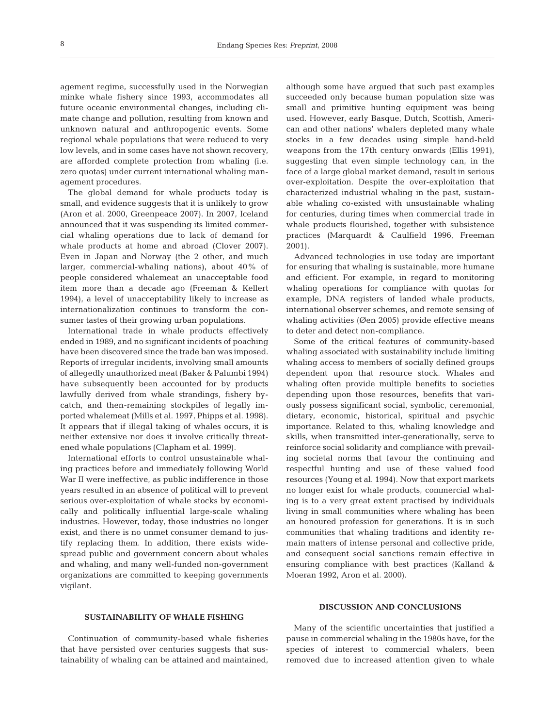agement regime, successfully used in the Norwegian minke whale fishery since 1993, accommodates all future oceanic environmental changes, including climate change and pollution, resulting from known and unknown natural and anthropogenic events. Some regional whale populations that were reduced to very low levels, and in some cases have not shown recovery, are afforded complete protection from whaling (i.e. zero quotas) under current international whaling management procedures.

The global demand for whale products today is small, and evidence suggests that it is unlikely to grow (Aron et al. 2000, Greenpeace 2007). In 2007, Iceland announced that it was suspending its limited commercial whaling operations due to lack of demand for whale products at home and abroad (Clover 2007). Even in Japan and Norway (the 2 other, and much larger, commercial-whaling nations), about 40% of people considered whalemeat an unacceptable food item more than a decade ago (Freeman & Kellert 1994), a level of unacceptability likely to increase as internationalization continues to transform the consumer tastes of their growing urban populations.

International trade in whale products effectively ended in 1989, and no significant incidents of poaching have been discovered since the trade ban was imposed. Reports of irregular incidents, involving small amounts of allegedly unauthorized meat (Baker & Palumbi 1994) have subsequently been accounted for by products lawfully derived from whale strandings, fishery bycatch, and then-remaining stockpiles of legally imported whalemeat (Mills et al. 1997, Phipps et al. 1998). It appears that if illegal taking of whales occurs, it is neither extensive nor does it involve critically threatened whale populations (Clapham et al. 1999).

International efforts to control unsustainable whaling practices before and immediately following World War II were ineffective, as public indifference in those years resulted in an absence of political will to prevent serious over-exploitation of whale stocks by economically and politically influential large-scale whaling industries. However, today, those industries no longer exist, and there is no unmet consumer demand to justify replacing them. In addition, there exists widespread public and government concern about whales and whaling, and many well-funded non-government organizations are committed to keeping governments vigilant.

## SUSTAINABILITY OF WHALE FISHING

Continuation of community-based whale fisheries that have persisted over centuries suggests that sustainability of whaling can be attained and maintained, although some have argued that such past examples succeeded only because human population size was small and primitive hunting equipment was being used. However, early Basque, Dutch, Scottish, American and other nations' whalers depleted many whale stocks in a few decades using simple hand-held weapons from the 17th century onwards (Ellis 1991), suggesting that even simple technology can, in the face of a large global market demand, result in serious over-exploitation. Despite the over-exploitation that characterized industrial whaling in the past, sustainable whaling co-existed with unsustainable whaling for centuries, during times when commercial trade in whale products flourished, together with subsistence practices (Marquardt & Caulfield 1996, Freeman 2001).

Advanced technologies in use today are important for ensuring that whaling is sustainable, more humane and efficient. For example, in regard to monitoring whaling operations for compliance with quotas for example, DNA registers of landed whale products, international observer schemes, and remote sensing of whaling activities (Øen 2005) provide effective means to deter and detect non-compliance.

Some of the critical features of community-based whaling associated with sustainability include limiting whaling access to members of socially defined groups dependent upon that resource stock. Whales and whaling often provide multiple benefits to societies depending upon those resources, benefits that variously possess significant social, symbolic, ceremonial, dietary, economic, historical, spiritual and psychic importance. Related to this, whaling knowledge and skills, when transmitted inter-generationally, serve to reinforce social solidarity and compliance with prevailing societal norms that favour the continuing and respectful hunting and use of these valued food resources (Young et al. 1994). Now that export markets no longer exist for whale products, commercial whaling is to a very great extent practised by individuals living in small communities where whaling has been an honoured profession for generations. It is in such communities that whaling traditions and identity remain matters of intense personal and collective pride, and consequent social sanctions remain effective in ensuring compliance with best practices (Kalland & Moeran 1992, Aron et al. 2000).

## DISCUSSION AND CONCLUSIONS

Many of the scientific uncertainties that justified a pause in commercial whaling in the 1980s have, for the species of interest to commercial whalers, been removed due to increased attention given to whale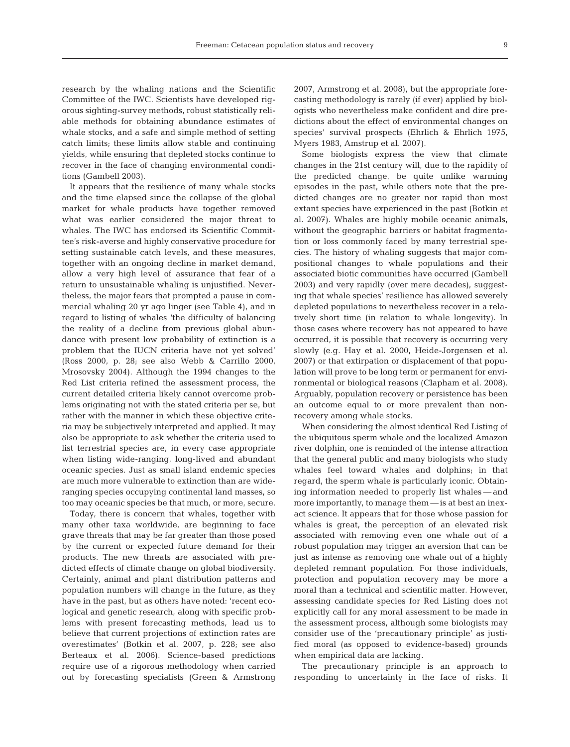research by the whaling nations and the Scientific Committee of the IWC. Scientists have developed rigorous sighting-survey methods, robust statistically reliable methods for obtaining abundance estimates of whale stocks, and a safe and simple method of setting catch limits; these limits allow stable and continuing yields, while ensuring that depleted stocks continue to recover in the face of changing environmental conditions (Gambell 2003).

It appears that the resilience of many whale stocks and the time elapsed since the collapse of the global market for whale products have together removed what was earlier considered the major threat to whales. The IWC has endorsed its Scientific Committee's risk-averse and highly conservative procedure for setting sustainable catch levels, and these measures, together with an ongoing decline in market demand, allow a very high level of assurance that fear of a return to unsustainable whaling is unjustified. Nevertheless, the major fears that prompted a pause in commercial whaling 20 yr ago linger (see Table 4), and in regard to listing of whales 'the difficulty of balancing the reality of a decline from previous global abundance with present low probability of extinction is a problem that the IUCN criteria have not yet solved' (Ross 2000, p. 28; see also Webb & Carrillo 2000, Mrosovsky 2004). Although the 1994 changes to the Red List criteria refined the assessment process, the current detailed criteria likely cannot overcome problems originating not with the stated criteria per se, but rather with the manner in which these objective criteria may be subjectively interpreted and applied. It may also be appropriate to ask whether the criteria used to list terrestrial species are, in every case appropriate when listing wide-ranging, long-lived and abundant oceanic species. Just as small island endemic species are much more vulnerable to extinction than are wide-ranging species occupying continental land masses, so too may oceanic species be that much, or more, secure.

Today, there is concern that whales, together with many other taxa worldwide, are beginning to face grave threats that may be far greater than those posed by the current or expected future demand for their products. The new threats are associated with predicted effects of climate change on global biodiversity. Certainly, animal and plant distribution patterns and population numbers will change in the future, as they have in the past, but as others have noted: 'recent ecological and genetic research, along with specific problems with present forecasting methods, lead us to believe that current projections of extinction rates are overestimates' (Botkin et al. 2007, p. 228; see also Berteaux et al. 2006). Science-based predictions require use of a rigorous methodology when carried out by forecasting specialists (Green & Armstrong 2007, Armstrong et al. 2008), but the appropriate forecasting methodology is rarely (if ever) applied by biologists who nevertheless make confident and dire predictions about the effect of environmental changes on species' survival prospects (Ehrlich & Ehrlich 1975, Myers 1983, Amstrup et al. 2007).

Some biologists express the view that climate changes in the 21st century will, due to the rapidity of the predicted change, be quite unlike warming episodes in the past, while others note that the predicted changes are no greater nor rapid than most extant species have experienced in the past (Botkin et al. 2007). Whales are highly mobile oceanic animals, without the geographic barriers or habitat fragmentation or loss commonly faced by many terrestrial species. The history of whaling suggests that major compositional changes to whale populations and their associated biotic communities have occurred (Gambell 2003) and very rapidly (over mere decades), suggesting that whale species' resilience has allowed severely depleted populations to nevertheless recover in a relatively short time (in relation to whale longevity). In those cases where recovery has not appeared to have occurred, it is possible that recovery is occurring very slowly (e.g. Hay et al. 2000, Heide-Jorgensen et al. 2007) or that extirpation or displacement of that population will prove to be long term or permanent for environmental or biological reasons (Clapham et al. 2008). Arguably, population recovery or persistence has been an outcome equal to or more prevalent than nonrecovery among whale stocks.

When considering the almost identical Red Listing of the ubiquitous sperm whale and the localized Amazon river dolphin, one is reminded of the intense attraction that the general public and many biologists who study whales feel toward whales and dolphins; in that regard, the sperm whale is particularly iconic. Obtaining information needed to properly list whales — and more importantly, to manage them — is at best an inexact science. It appears that for those whose passion for whales is great, the perception of an elevated risk associated with removing even one whale out of a robust population may trigger an aversion that can be just as intense as removing one whale out of a highly depleted remnant population. For those individuals, protection and population recovery may be more a moral than a technical and scientific matter. However, assessing candidate species for Red Listing does not explicitly call for any moral assessment to be made in the assessment process, although some biologists may consider use of the 'precautionary principle' as justified moral (as opposed to evidence-based) grounds when empirical data are lacking.

The precautionary principle is an approach to responding to uncertainty in the face of risks. It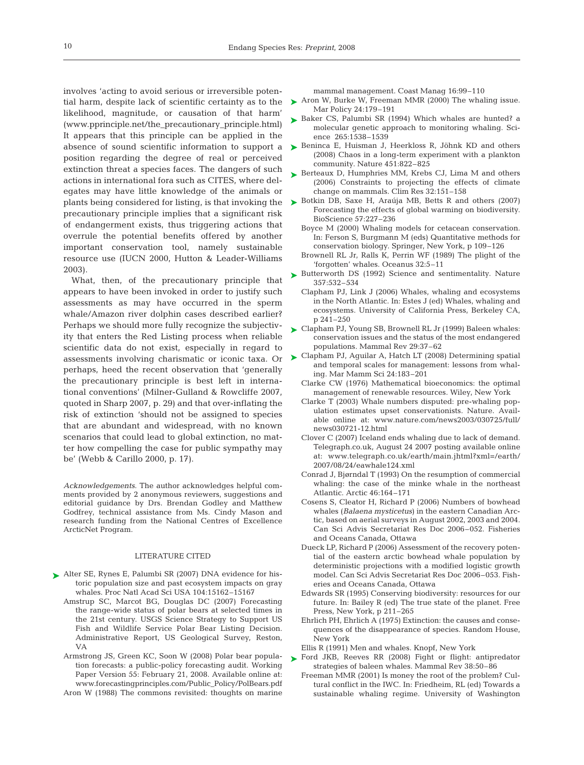involves 'acting to avoid serious or irreversible potential harm, despite lack of scientific certainty as to the likelihood, magnitude, or causation of that harm' (www.pprinciple.net/the_precautionary_principle.html) It appears that this principle can be applied in the absence of sound scientific information to support a position regarding the degree of real or perceived extinction threat a species faces. The dangers of such actions in international fora such as CITES, where delegates may have little knowledge of the animals or plants being considered for listing, is that invoking the precautionary principle implies that a significant risk of endangerment exists, thus triggering actions that overrule the potential benefits offered by another important conservation tool, namely sustainable resource use (IUCN 2000, Hutton & Leader-Williams 2003).

What, then, of the precautionary principle that appears to have been invoked in order to justify such assessments as may have occurred in the sperm whale/Amazon river dolphin cases described earlier? Perhaps we should more fully recognize the subjectivity that enters the Red Listing process when reliable scientific data do not exist, especially in regard to assessments involving charismatic or iconic taxa. Or perhaps, heed the recent observation that 'generally the precautionary principle is best left in international conventions' (Milner-Gulland & Rowcliffe 2007, quoted in Sharp 2007, p. 29) and that over-inflating the risk of extinction 'should not be assigned to species that are abundant and widespread, with no known scenarios that could lead to global extinction, no matter how compelling the case for public sympathy may be' (Webb & Carillo 2000, p. 17).

*Acknowledgements.* The author acknowledges helpful comments provided by 2 anonymous reviewers, suggestions and editorial guidance by Drs. Brendan Godley and Matthew Godfrey, technical assistance from Ms. Cindy Mason and research funding from the National Centres of Excellence ArcticNet Program.

## LITERATURE CITED

- Alter SE, Rynes E, Palumbi SR (2007) DNA evidence for historic population size and past ecosystem impacts on gray whales. Proc Natl Acad Sci USA 104:15162–15167
- Amstrup SC, Marcot BG, Douglas DC (2007) Forecasting the range-wide status of polar bears at selected times in the 21st century. USGS Science Strategy to Support US Fish and Wildlife Service Polar Bear Listing Decision. Administrative Report, US Geological Survey, Reston, VA
- Armstrong JS, Green KC, Soon W (2008) Polar bear population forecasts: a public-policy forecasting audit. Working Paper Version 55: February 21, 2008. Available online at: www.forecastingprinciples.com/Public_Policy/PolBears.pdf
- Aron W (1988) The commons revisited: thoughts on marine mammal management. Coast Manag 16:99–110
- Aron W, Burke W, Freeman MMR (2000) The whaling issue. Mar Policy 24:179–191
- Baker CS, Palumbi SR (1994) Which whales are hunted? a molecular genetic approach to monitoring whaling. Science 265:1538–1539
- Beninca E, Huisman J, Heerkloss R, Jöhnk KD and others (2008) Chaos in a long-term experiment with a plankton community. Nature 451:822–825
- Berteaux D, Humphries MM, Krebs CJ, Lima M and others (2006) Constraints to projecting the effects of climate change on mammals. Clim Res 32:151–158
- Botkin DB, Saxe H, Araúja MB, Betts R and others (2007) Forecasting the effects of global warming on biodiversity. BioScience 57:227–236
- Boyce M (2000) Whaling models for cetacean conservation. In: Ferson S, Burgmann M (eds) Quantitative methods for conservation biology. Springer, New York, p 109–126
- Brownell RL Jr, Ralls K, Perrin WF (1989) The plight of the 'forgotten' whales. Oceanus 32:5–11
- Butterworth DS (1992) Science and sentimentality. Nature 357:532–534
- Clapham PJ, Link J (2006) Whales, whaling and ecosystems in the North Atlantic. In: Estes J (ed) Whales, whaling and ecosystems. University of California Press, Berkeley CA, p 241–250
- Clapham PJ, Young SB, Brownell RL Jr (1999) Baleen whales: conservation issues and the status of the most endangered populations. Mammal Rev 29:37–62
- Clapham PJ, Aguilar A, Hatch LT (2008) Determining spatial and temporal scales for management: lessons from whaling. Mar Mamm Sci 24:183–201
- Clarke CW (1976) Mathematical bioeconomics: the optimal management of renewable resources. Wiley, New York
- Clarke T (2003) Whale numbers disputed: pre-whaling population estimates upset conservationists. Nature. Available online at: www.nature.com/news2003/030725/full/news030721-12.html
- Clover C (2007) Iceland ends whaling due to lack of demand. Telegraph.co.uk, August 24 2007 posting available online at: www.telegraph.co.uk/earth/main.jhtml?xml=/earth/2007/08/24/eawhale124.xml
- Conrad J, Bjørndal T (1993) On the resumption of commercial whaling: the case of the minke whale in the northeast Atlantic. Arctic 46:164–171
- Cosens S, Cleator H, Richard P (2006) Numbers of bowhead whales (*Balaena mysticetus*) in the eastern Canadian Arctic, based on aerial surveys in August 2002, 2003 and 2004. Can Sci Advis Secretariat Res Doc 2006–052. Fisheries and Oceans Canada, Ottawa
- Dueck LP, Richard P (2006) Assessment of the recovery potential of the eastern arctic bowhead whale population by deterministic projections with a modified logistic growth model. Can Sci Advis Secretariat Res Doc 2006–053. Fisheries and Oceans Canada, Ottawa
- Edwards SR (1995) Conserving biodiversity: resources for our future. In: Bailey R (ed) The true state of the planet. Free Press, New York, p 211–265
- Ehrlich PH, Ehrlich A (1975) Extinction: the causes and consequences of the disappearance of species. Random House, New York
- Ellis R (1991) Men and whales. Knopf, New York
- Ford JKB, Reeves RR (2008) Fight or flight: antipredator strategies of baleen whales. Mammal Rev 38:50–86
- Freeman MMR (2001) Is money the root of the problem? Cultural conflict in the IWC. In: Friedheim, RL (ed) Towards a sustainable whaling regime. University of Washington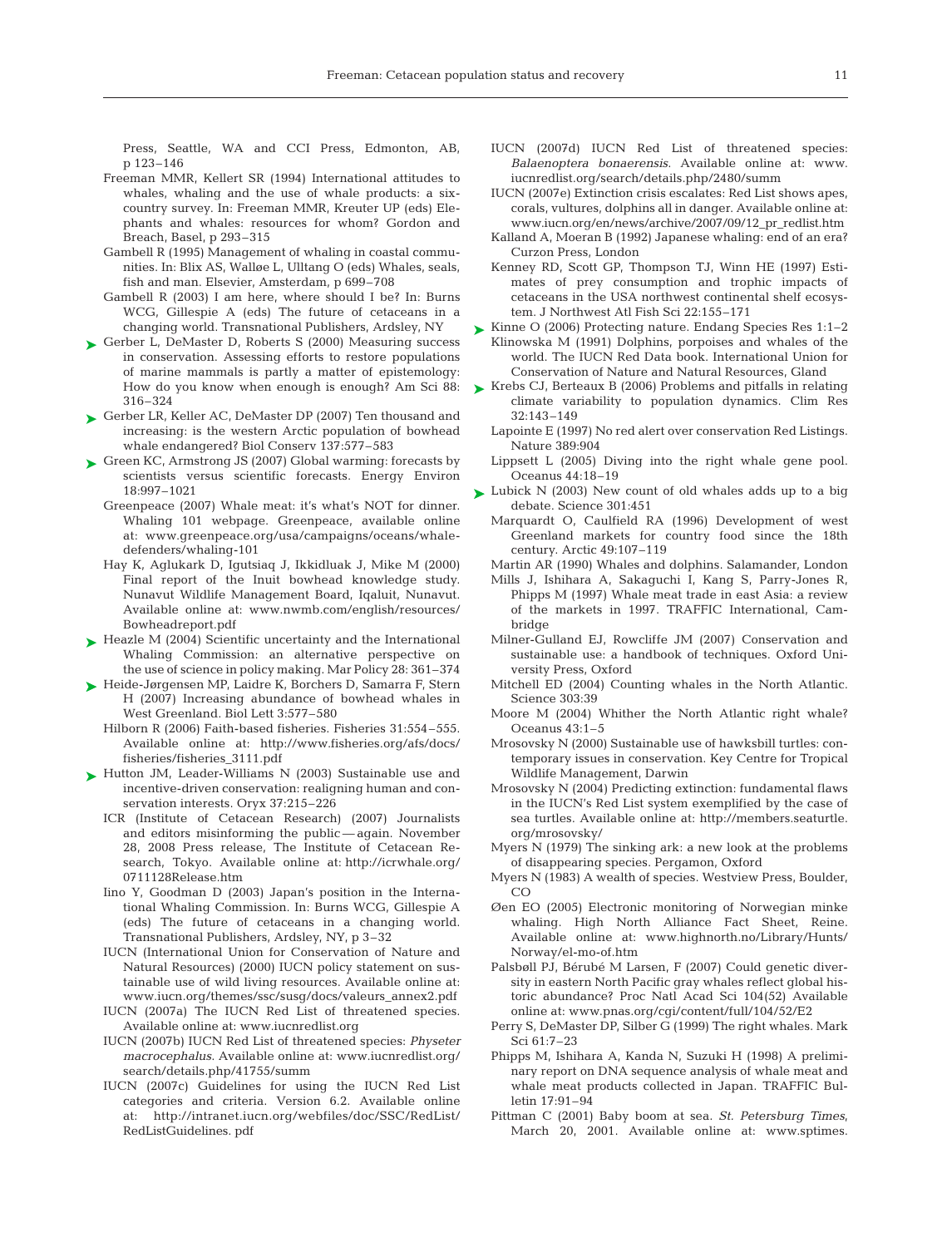Press, Seattle, WA and CCI Press, Edmonton, AB, p 123–146

Freeman MMR, Kellert SR (1994) International attitudes to whales, whaling and the use of whale products: a six-country survey. In: Freeman MMR, Kreuter UP (eds) Elephants and whales: resources for whom? Gordon and Breach, Basel, p 293–315

Gambell R (1995) Management of whaling in coastal communities. In: Blix AS, Walløe L, Ulltang O (eds) Whales, seals, fish and man. Elsevier, Amsterdam, p 699–708

Gambell R (2003) I am here, where should I be? In: Burns WCG, Gillespie A (eds) The future of cetaceans in a changing world. Transnational Publishers, Ardsley, NY

Gerber L, DeMaster D, Roberts S (2000) Measuring success in conservation. Assessing efforts to restore populations of marine mammals is partly a matter of epistemology: How do you know when enough is enough? Am Sci 88: 316–324

Gerber LR, Keller AC, DeMaster DP (2007) Ten thousand and increasing: is the western Arctic population of bowhead whale endangered? Biol Conserv 137:577–583

Green KC, Armstrong JS (2007) Global warming: forecasts by scientists versus scientific forecasts. Energy Environ 18:997–1021

Greenpeace (2007) Whale meat: it's what's NOT for dinner. Whaling 101 webpage. Greenpeace, available online at: www.greenpeace.org/usa/campaigns/oceans/whale-defenders/whaling-101

Hay K, Aglukark D, Igutsiaq J, Ikkidluak J, Mike M (2000) Final report of the Inuit bowhead knowledge study. Nunavut Wildlife Management Board, Iqaluit, Nunavut. Available online at: www.nwmb.com/english/resources/Bowheadreport.pdf

Heazle M (2004) Scientific uncertainty and the International Whaling Commission: an alternative perspective on the use of science in policy making. Mar Policy 28: 361–374

Heide-Jørgensen MP, Laidre K, Borchers D, Samarra F, Stern H (2007) Increasing abundance of bowhead whales in West Greenland. Biol Lett 3:577–580

Hilborn R (2006) Faith-based fisheries. Fisheries 31:554–555. Available online at: http://www.fisheries.org/afs/docs/fisheries/fisheries_3111.pdf

Hutton JM, Leader-Williams N (2003) Sustainable use and incentive-driven conservation: realigning human and conservation interests. Oryx 37:215–226

ICR (Institute of Cetacean Research) (2007) Journalists and editors misinforming the public — again. November 28, 2008 Press release, The Institute of Cetacean Research, Tokyo. Available online at: http://icrwhale.org/0711128Release.htm

Iino Y, Goodman D (2003) Japan's position in the International Whaling Commission. In: Burns WCG, Gillespie A (eds) The future of cetaceans in a changing world. Transnational Publishers, Ardsley, NY, p 3–32

IUCN (International Union for Conservation of Nature and Natural Resources) (2000) IUCN policy statement on sustainable use of wild living resources. Available online at: www.iucn.org/themes/ssc/susg/docs/valeurs_annex2.pdf

IUCN (2007a) The IUCN Red List of threatened species. Available online at: www.iucnredlist.org

IUCN (2007b) IUCN Red List of threatened species: *Physeter macrocephalus*. Available online at: www.iucnredlist.org/search/details.php/41755/summ

IUCN (2007c) Guidelines for using the IUCN Red List categories and criteria. Version 6.2. Available online at: http://intranet.iucn.org/webfiles/doc/SSC/RedList/RedListGuidelines. pdf

IUCN (2007d) IUCN Red List of threatened species: *Balaenoptera bonaerensis*. Available online at: www.iucnredlist.org/search/details.php/2480/summ

IUCN (2007e) Extinction crisis escalates: Red List shows apes, corals, vultures, dolphins all in danger. Available online at: www.iucn.org/en/news/archive/2007/09/12_pr_redlist.htm

Kalland A, Moeran B (1992) Japanese whaling: end of an era? Curzon Press, London

Kenney RD, Scott GP, Thompson TJ, Winn HE (1997) Estimates of prey consumption and trophic impacts of cetaceans in the USA northwest continental shelf ecosystem. J Northwest Atl Fish Sci 22:155–171

Kinne O (2006) Protecting nature. Endang Species Res 1:1–2

Klinowska M (1991) Dolphins, porpoises and whales of the world. The IUCN Red Data book. International Union for Conservation of Nature and Natural Resources, Gland

Krebs CJ, Berteaux B (2006) Problems and pitfalls in relating climate variability to population dynamics. Clim Res 32:143–149

Lapointe E (1997) No red alert over conservation Red Listings. Nature 389:904

Lippsett L (2005) Diving into the right whale gene pool. Oceanus 44:18–19

Lubick N (2003) New count of old whales adds up to a big debate. Science 301:451

Marquardt O, Caulfield RA (1996) Development of west Greenland markets for country food since the 18th century. Arctic 49:107–119

Martin AR (1990) Whales and dolphins. Salamander, London

Mills J, Ishihara A, Sakaguchi I, Kang S, Parry-Jones R, Phipps M (1997) Whale meat trade in east Asia: a review of the markets in 1997. TRAFFIC International, Cambridge

Milner-Gulland EJ, Rowcliffe JM (2007) Conservation and sustainable use: a handbook of techniques. Oxford University Press, Oxford

Mitchell ED (2004) Counting whales in the North Atlantic. Science 303:39

Moore M (2004) Whither the North Atlantic right whale? Oceanus 43:1–5

Mrosovsky N (2000) Sustainable use of hawksbill turtles: contemporary issues in conservation. Key Centre for Tropical Wildlife Management, Darwin

Mrosovsky N (2004) Predicting extinction: fundamental flaws in the IUCN's Red List system exemplified by the case of sea turtles. Available online at: http://members.seaturtle.org/mrosovsky/

Myers N (1979) The sinking ark: a new look at the problems of disappearing species. Pergamon, Oxford

Myers N (1983) A wealth of species. Westview Press, Boulder, CO

Øen EO (2005) Electronic monitoring of Norwegian minke whaling. High North Alliance Fact Sheet, Reine. Available online at: www.highnorth.no/Library/Hunts/Norway/el-mo-of.htm

Palsbøll PJ, Bérubé M Larsen, F (2007) Could genetic diversity in eastern North Pacific gray whales reflect global historic abundance? Proc Natl Acad Sci 104(52) Available online at: www.pnas.org/cgi/content/full/104/52/E2

Perry S, DeMaster DP, Silber G (1999) The right whales. Mark Sci 61:7–23

Phipps M, Ishihara A, Kanda N, Suzuki H (1998) A preliminary report on DNA sequence analysis of whale meat and whale meat products collected in Japan. TRAFFIC Bulletin 17:91–94

Pittman C (2001) Baby boom at sea. *St. Petersburg Times*, March 20, 2001. Available online at: www.sptimes.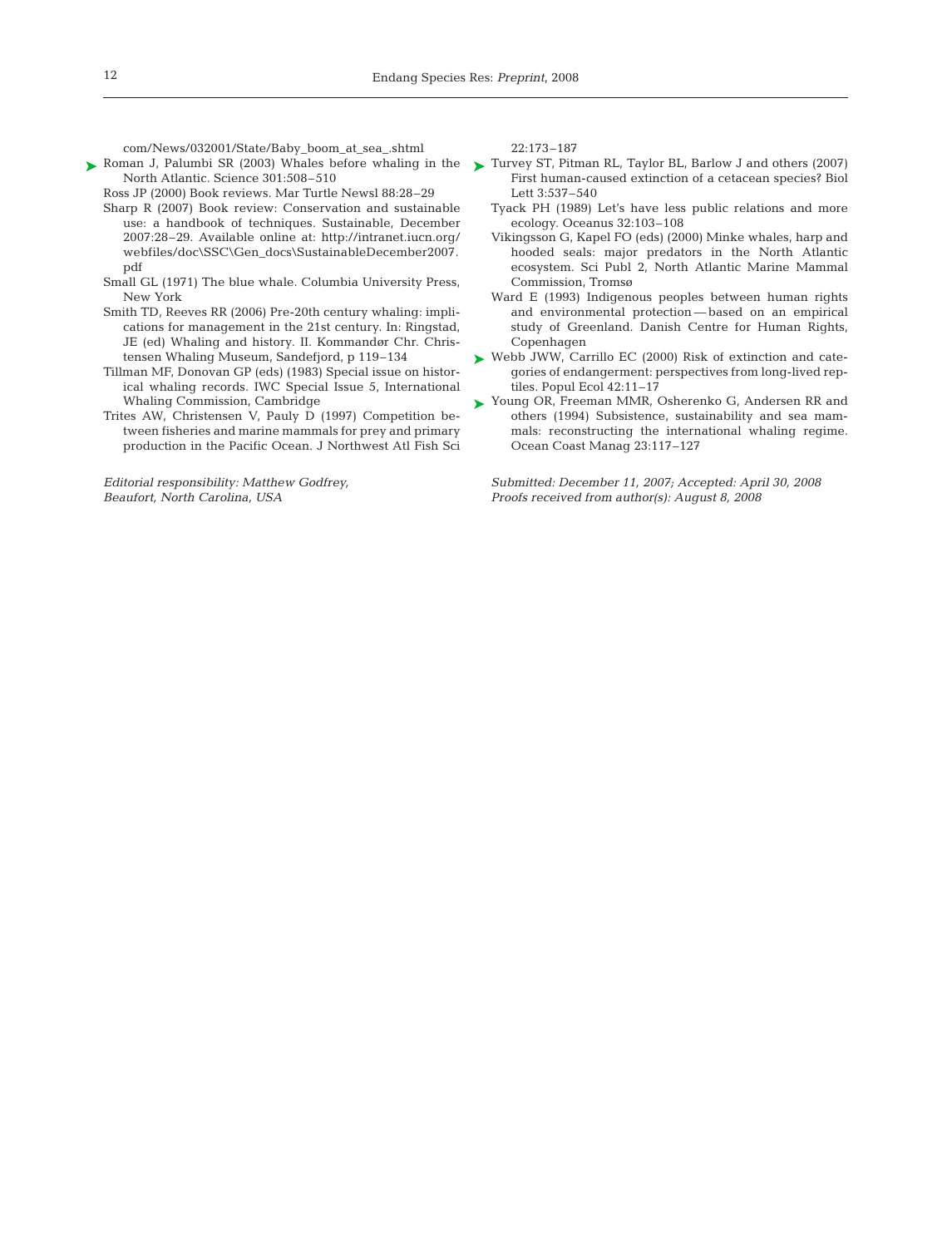com/News/032001/State/Baby_boom_at_sea_.shtml

Roman J, Palumbi SR (2003) Whales before whaling in the North Atlantic. Science 301:508–510

Ross JP (2000) Book reviews. Mar Turtle Newsl 88:28–29

Sharp R (2007) Book review: Conservation and sustainable use: a handbook of techniques. Sustainable, December 2007:28–29. Available online at: http://intranet.iucn.org/webfiles/doc\SSC\Gen_docs\SustainableDecember2007.pdf

Small GL (1971) The blue whale. Columbia University Press, New York

Smith TD, Reeves RR (2006) Pre-20th century whaling: implications for management in the 21st century. In: Ringstad, JE (ed) Whaling and history. II. Kommandør Chr. Christensen Whaling Museum, Sandefjord, p 119–134

Tillman MF, Donovan GP (eds) (1983) Special issue on historical whaling records. IWC Special Issue 5, International Whaling Commission, Cambridge

Trites AW, Christensen V, Pauly D (1997) Competition between fisheries and marine mammals for prey and primary production in the Pacific Ocean. J Northwest Atl Fish Sci 22:173–187

Turvey ST, Pitman RL, Taylor BL, Barlow J and others (2007) First human-caused extinction of a cetacean species? Biol Lett 3:537–540

Tyack PH (1989) Let's have less public relations and more ecology. Oceanus 32:103–108

Vikingsson G, Kapel FO (eds) (2000) Minke whales, harp and hooded seals: major predators in the North Atlantic ecosystem. Sci Publ 2, North Atlantic Marine Mammal Commission, Tromsø

Ward E (1993) Indigenous peoples between human rights and environmental protection — based on an empirical study of Greenland. Danish Centre for Human Rights, Copenhagen

Webb JWW, Carrillo EC (2000) Risk of extinction and categories of endangerment: perspectives from long-lived reptiles. Popul Ecol 42:11–17

Young OR, Freeman MMR, Osherenko G, Andersen RR and others (1994) Subsistence, sustainability and sea mammals: reconstructing the international whaling regime. Ocean Coast Manag 23:117–127

*Editorial responsibility: Matthew Godfrey, Beaufort, North Carolina, USA*

*Submitted: December 11, 2007; Accepted: April 30, 2008*
*Proofs received from author(s): August 8, 2008*